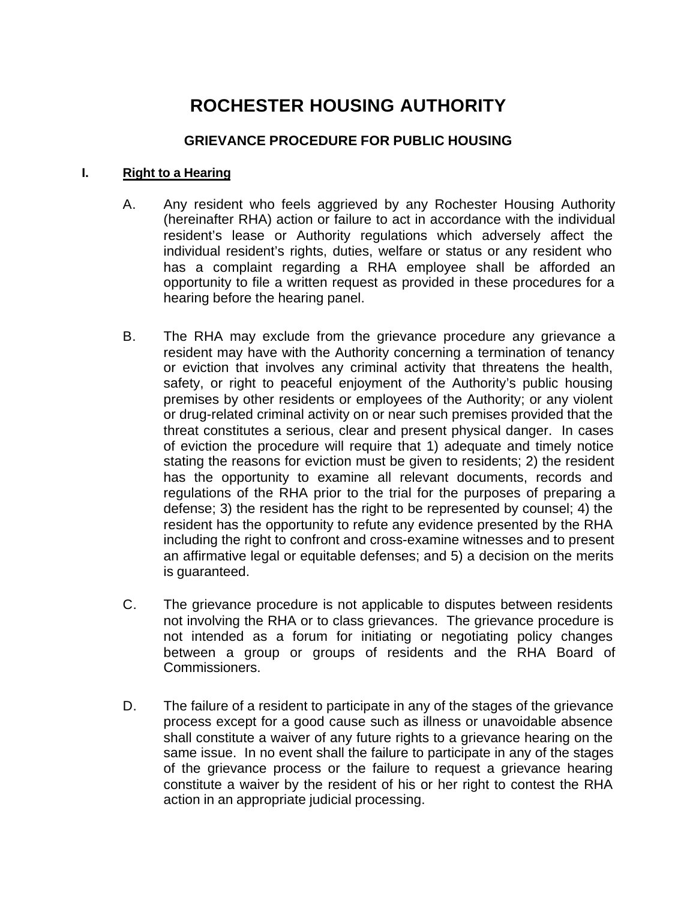# ROCHESTER HOUSING AUTHORITY

## GRIEVANCE PROCEDURE FOR PUBLIC HOUSING

### I. Right to a Hearing

A. Any resident who feels aggrieved by any Rochester Housing Authority (hereinafter RHA) action or failure to act in accordance with the individual resident's lease or Authority regulations which adversely affect the individual resident's rights, duties, welfare or status or any resident who has a complaint regarding a RHA employee shall be afforded an opportunity to file a written request as provided in these procedures for a hearing before the hearing panel.

B. The RHA may exclude from the grievance procedure any grievance a resident may have with the Authority concerning a termination of tenancy or eviction that involves any criminal activity that threatens the health, safety, or right to peaceful enjoyment of the Authority's public housing premises by other residents or employees of the Authority; or any violent or drug-related criminal activity on or near such premises provided that the threat constitutes a serious, clear and present physical danger. In cases of eviction the procedure will require that 1) adequate and timely notice stating the reasons for eviction must be given to residents; 2) the resident has the opportunity to examine all relevant documents, records and regulations of the RHA prior to the trial for the purposes of preparing a defense; 3) the resident has the right to be represented by counsel; 4) the resident has the opportunity to refute any evidence presented by the RHA including the right to confront and cross-examine witnesses and to present an affirmative legal or equitable defenses; and 5) a decision on the merits is guaranteed.

C. The grievance procedure is not applicable to disputes between residents not involving the RHA or to class grievances. The grievance procedure is not intended as a forum for initiating or negotiating policy changes between a group or groups of residents and the RHA Board of Commissioners.

D. The failure of a resident to participate in any of the stages of the grievance process except for a good cause such as illness or unavoidable absence shall constitute a waiver of any future rights to a grievance hearing on the same issue. In no event shall the failure to participate in any of the stages of the grievance process or the failure to request a grievance hearing constitute a waiver by the resident of his or her right to contest the RHA action in an appropriate judicial processing.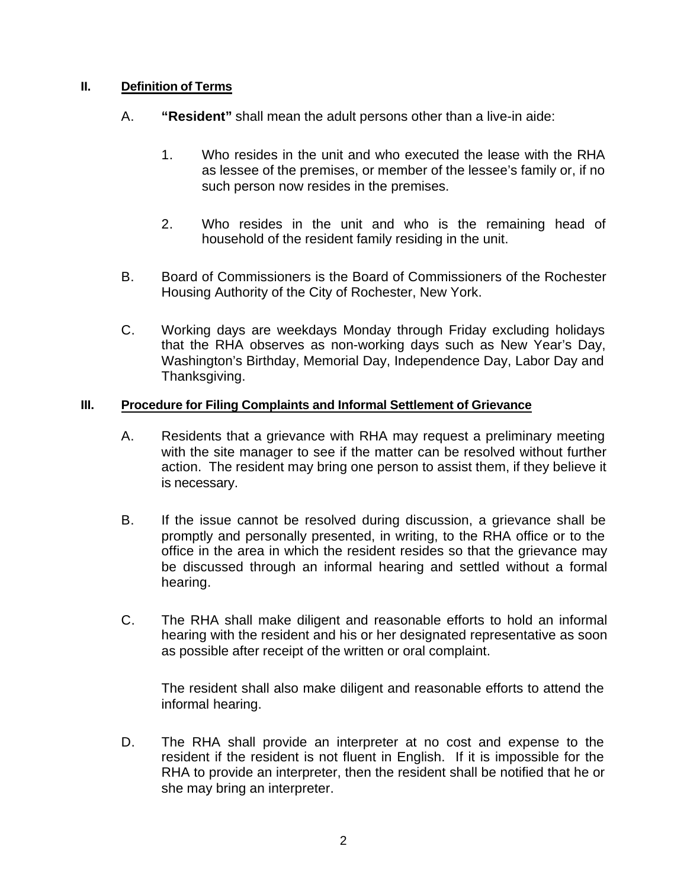## II. Definition of Terms

A. **"Resident"** shall mean the adult persons other than a live-in aide:

   1. Who resides in the unit and who executed the lease with the RHA as lessee of the premises, or member of the lessee's family or, if no such person now resides in the premises.

   2. Who resides in the unit and who is the remaining head of household of the resident family residing in the unit.

B. Board of Commissioners is the Board of Commissioners of the Rochester Housing Authority of the City of Rochester, New York.

C. Working days are weekdays Monday through Friday excluding holidays that the RHA observes as non-working days such as New Year's Day, Washington's Birthday, Memorial Day, Independence Day, Labor Day and Thanksgiving.

## III. Procedure for Filing Complaints and Informal Settlement of Grievance

A. Residents that a grievance with RHA may request a preliminary meeting with the site manager to see if the matter can be resolved without further action. The resident may bring one person to assist them, if they believe it is necessary.

B. If the issue cannot be resolved during discussion, a grievance shall be promptly and personally presented, in writing, to the RHA office or to the office in the area in which the resident resides so that the grievance may be discussed through an informal hearing and settled without a formal hearing.

C. The RHA shall make diligent and reasonable efforts to hold an informal hearing with the resident and his or her designated representative as soon as possible after receipt of the written or oral complaint.

   The resident shall also make diligent and reasonable efforts to attend the informal hearing.

D. The RHA shall provide an interpreter at no cost and expense to the resident if the resident is not fluent in English. If it is impossible for the RHA to provide an interpreter, then the resident shall be notified that he or she may bring an interpreter.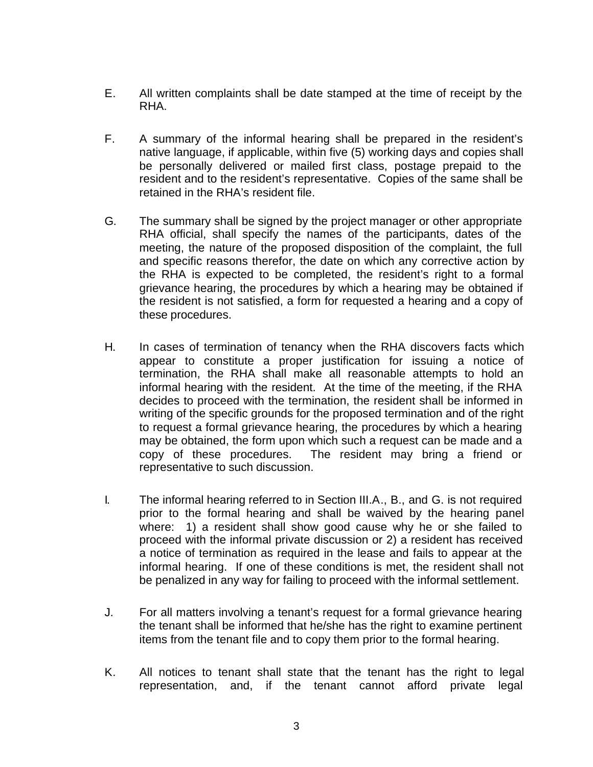E. All written complaints shall be date stamped at the time of receipt by the RHA.

F. A summary of the informal hearing shall be prepared in the resident's native language, if applicable, within five (5) working days and copies shall be personally delivered or mailed first class, postage prepaid to the resident and to the resident's representative. Copies of the same shall be retained in the RHA's resident file.

G. The summary shall be signed by the project manager or other appropriate RHA official, shall specify the names of the participants, dates of the meeting, the nature of the proposed disposition of the complaint, the full and specific reasons therefor, the date on which any corrective action by the RHA is expected to be completed, the resident's right to a formal grievance hearing, the procedures by which a hearing may be obtained if the resident is not satisfied, a form for requested a hearing and a copy of these procedures.

H. In cases of termination of tenancy when the RHA discovers facts which appear to constitute a proper justification for issuing a notice of termination, the RHA shall make all reasonable attempts to hold an informal hearing with the resident. At the time of the meeting, if the RHA decides to proceed with the termination, the resident shall be informed in writing of the specific grounds for the proposed termination and of the right to request a formal grievance hearing, the procedures by which a hearing may be obtained, the form upon which such a request can be made and a copy of these procedures. The resident may bring a friend or representative to such discussion.

I. The informal hearing referred to in Section III.A., B., and G. is not required prior to the formal hearing and shall be waived by the hearing panel where: 1) a resident shall show good cause why he or she failed to proceed with the informal private discussion or 2) a resident has received a notice of termination as required in the lease and fails to appear at the informal hearing. If one of these conditions is met, the resident shall not be penalized in any way for failing to proceed with the informal settlement.

J. For all matters involving a tenant's request for a formal grievance hearing the tenant shall be informed that he/she has the right to examine pertinent items from the tenant file and to copy them prior to the formal hearing.

K. All notices to tenant shall state that the tenant has the right to legal representation, and, if the tenant cannot afford private legal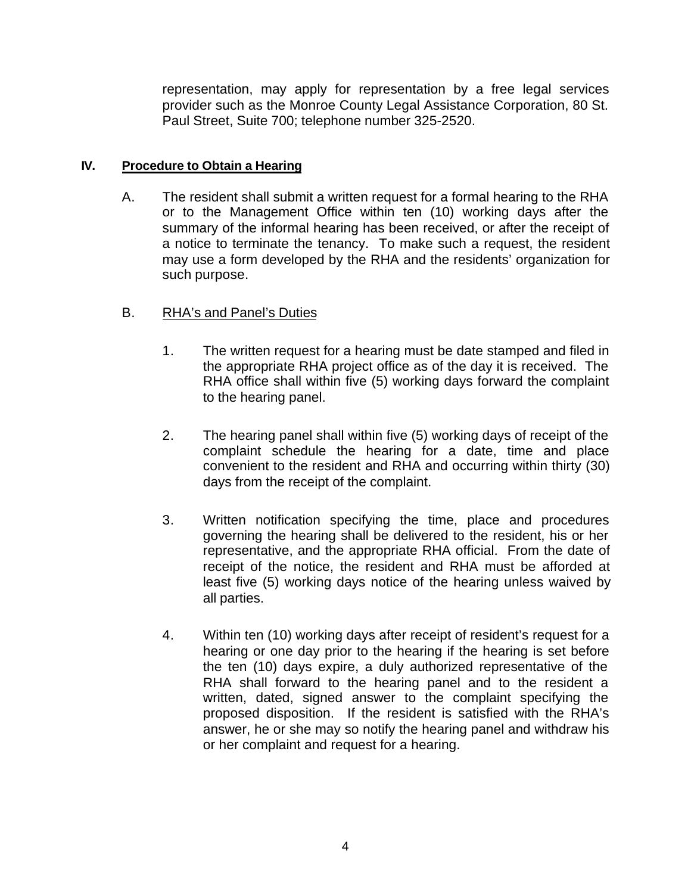representation, may apply for representation by a free legal services provider such as the Monroe County Legal Assistance Corporation, 80 St. Paul Street, Suite 700; telephone number 325-2520.

## IV. Procedure to Obtain a Hearing

A. The resident shall submit a written request for a formal hearing to the RHA or to the Management Office within ten (10) working days after the summary of the informal hearing has been received, or after the receipt of a notice to terminate the tenancy. To make such a request, the resident may use a form developed by the RHA and the residents' organization for such purpose.

B. RHA's and Panel's Duties

1. The written request for a hearing must be date stamped and filed in the appropriate RHA project office as of the day it is received. The RHA office shall within five (5) working days forward the complaint to the hearing panel.

2. The hearing panel shall within five (5) working days of receipt of the complaint schedule the hearing for a date, time and place convenient to the resident and RHA and occurring within thirty (30) days from the receipt of the complaint.

3. Written notification specifying the time, place and procedures governing the hearing shall be delivered to the resident, his or her representative, and the appropriate RHA official. From the date of receipt of the notice, the resident and RHA must be afforded at least five (5) working days notice of the hearing unless waived by all parties.

4. Within ten (10) working days after receipt of resident's request for a hearing or one day prior to the hearing if the hearing is set before the ten (10) days expire, a duly authorized representative of the RHA shall forward to the hearing panel and to the resident a written, dated, signed answer to the complaint specifying the proposed disposition. If the resident is satisfied with the RHA's answer, he or she may so notify the hearing panel and withdraw his or her complaint and request for a hearing.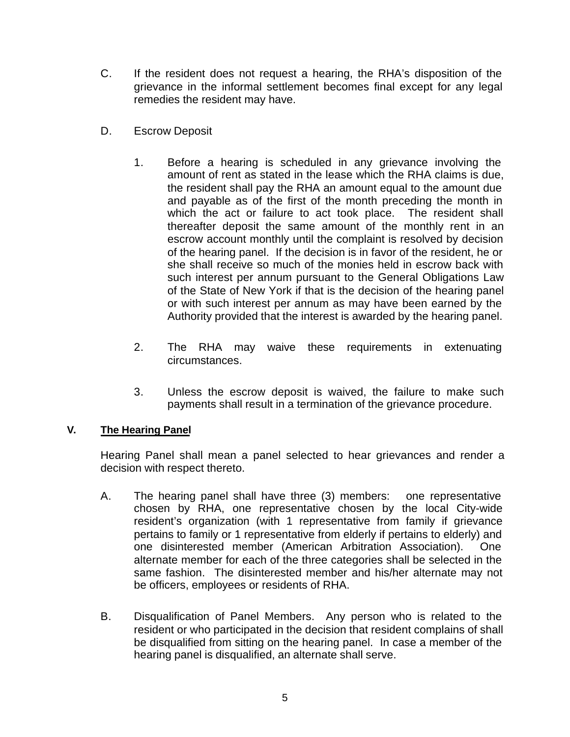C. If the resident does not request a hearing, the RHA's disposition of the grievance in the informal settlement becomes final except for any legal remedies the resident may have.

D. Escrow Deposit

  1. Before a hearing is scheduled in any grievance involving the amount of rent as stated in the lease which the RHA claims is due, the resident shall pay the RHA an amount equal to the amount due and payable as of the first of the month preceding the month in which the act or failure to act took place. The resident shall thereafter deposit the same amount of the monthly rent in an escrow account monthly until the complaint is resolved by decision of the hearing panel. If the decision is in favor of the resident, he or she shall receive so much of the monies held in escrow back with such interest per annum pursuant to the General Obligations Law of the State of New York if that is the decision of the hearing panel or with such interest per annum as may have been earned by the Authority provided that the interest is awarded by the hearing panel.

  2. The RHA may waive these requirements in extenuating circumstances.

  3. Unless the escrow deposit is waived, the failure to make such payments shall result in a termination of the grievance procedure.

## V. <u>The Hearing Panel</u>

Hearing Panel shall mean a panel selected to hear grievances and render a decision with respect thereto.

A. The hearing panel shall have three (3) members: one representative chosen by RHA, one representative chosen by the local City-wide resident's organization (with 1 representative from family if grievance pertains to family or 1 representative from elderly if pertains to elderly) and one disinterested member (American Arbitration Association). One alternate member for each of the three categories shall be selected in the same fashion. The disinterested member and his/her alternate may not be officers, employees or residents of RHA.

B. Disqualification of Panel Members. Any person who is related to the resident or who participated in the decision that resident complains of shall be disqualified from sitting on the hearing panel. In case a member of the hearing panel is disqualified, an alternate shall serve.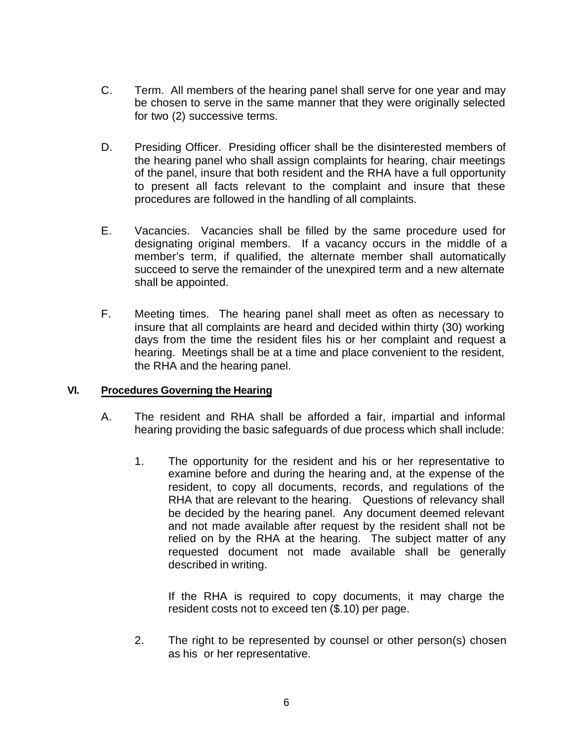C. Term. All members of the hearing panel shall serve for one year and may be chosen to serve in the same manner that they were originally selected for two (2) successive terms.

D. Presiding Officer. Presiding officer shall be the disinterested members of the hearing panel who shall assign complaints for hearing, chair meetings of the panel, insure that both resident and the RHA have a full opportunity to present all facts relevant to the complaint and insure that these procedures are followed in the handling of all complaints.

E. Vacancies. Vacancies shall be filled by the same procedure used for designating original members. If a vacancy occurs in the middle of a member's term, if qualified, the alternate member shall automatically succeed to serve the remainder of the unexpired term and a new alternate shall be appointed.

F. Meeting times. The hearing panel shall meet as often as necessary to insure that all complaints are heard and decided within thirty (30) working days from the time the resident files his or her complaint and request a hearing. Meetings shall be at a time and place convenient to the resident, the RHA and the hearing panel.

## VI. Procedures Governing the Hearing

A. The resident and RHA shall be afforded a fair, impartial and informal hearing providing the basic safeguards of due process which shall include:

1. The opportunity for the resident and his or her representative to examine before and during the hearing and, at the expense of the resident, to copy all documents, records, and regulations of the RHA that are relevant to the hearing. Questions of relevancy shall be decided by the hearing panel. Any document deemed relevant and not made available after request by the resident shall not be relied on by the RHA at the hearing. The subject matter of any requested document not made available shall be generally described in writing.

   If the RHA is required to copy documents, it may charge the resident costs not to exceed ten ($.10) per page.

2. The right to be represented by counsel or other person(s) chosen as his or her representative.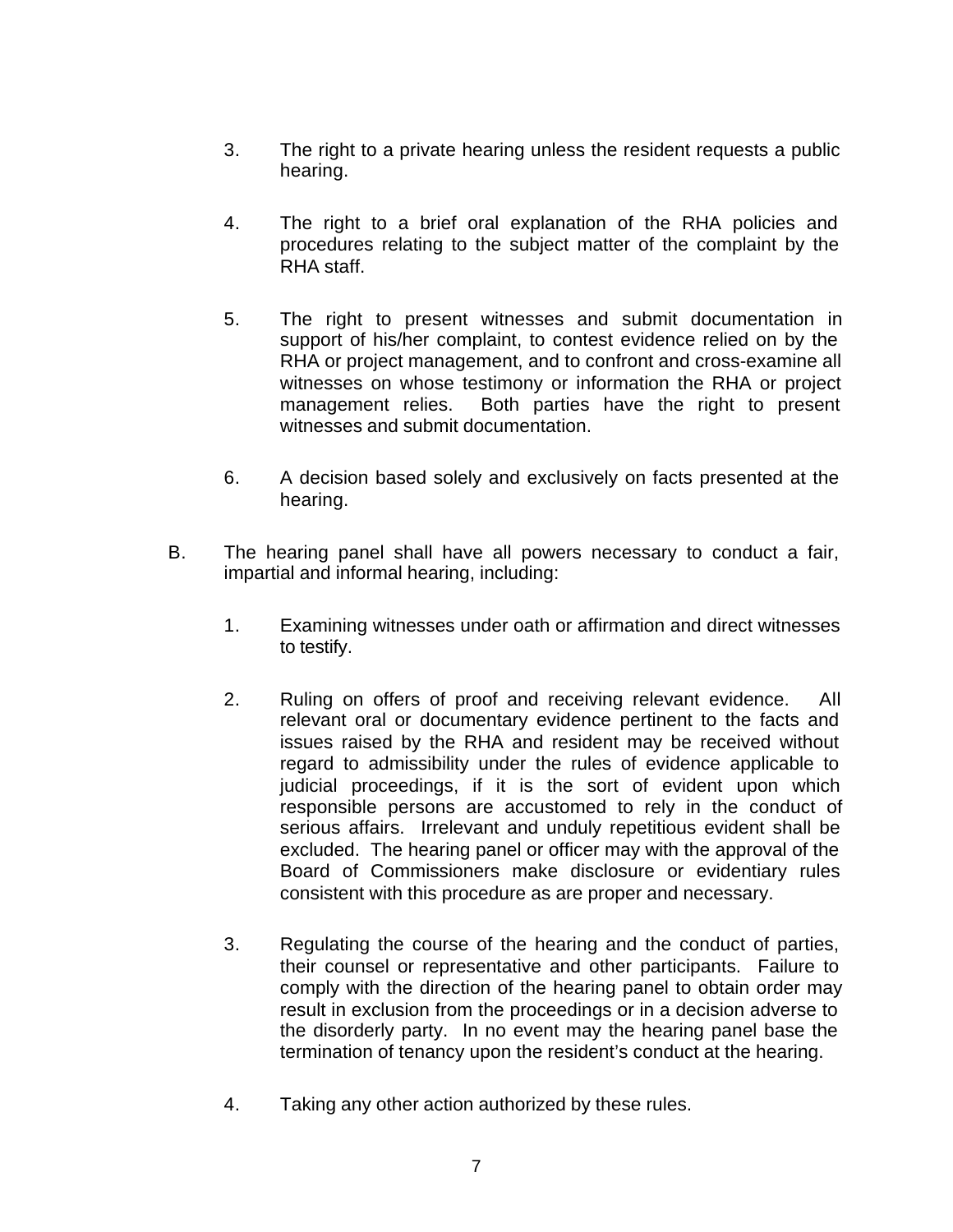3. The right to a private hearing unless the resident requests a public hearing.

4. The right to a brief oral explanation of the RHA policies and procedures relating to the subject matter of the complaint by the RHA staff.

5. The right to present witnesses and submit documentation in support of his/her complaint, to contest evidence relied on by the RHA or project management, and to confront and cross-examine all witnesses on whose testimony or information the RHA or project management relies. Both parties have the right to present witnesses and submit documentation.

6. A decision based solely and exclusively on facts presented at the hearing.

B. The hearing panel shall have all powers necessary to conduct a fair, impartial and informal hearing, including:

1. Examining witnesses under oath or affirmation and direct witnesses to testify.

2. Ruling on offers of proof and receiving relevant evidence. All relevant oral or documentary evidence pertinent to the facts and issues raised by the RHA and resident may be received without regard to admissibility under the rules of evidence applicable to judicial proceedings, if it is the sort of evident upon which responsible persons are accustomed to rely in the conduct of serious affairs. Irrelevant and unduly repetitious evident shall be excluded. The hearing panel or officer may with the approval of the Board of Commissioners make disclosure or evidentiary rules consistent with this procedure as are proper and necessary.

3. Regulating the course of the hearing and the conduct of parties, their counsel or representative and other participants. Failure to comply with the direction of the hearing panel to obtain order may result in exclusion from the proceedings or in a decision adverse to the disorderly party. In no event may the hearing panel base the termination of tenancy upon the resident's conduct at the hearing.

4. Taking any other action authorized by these rules.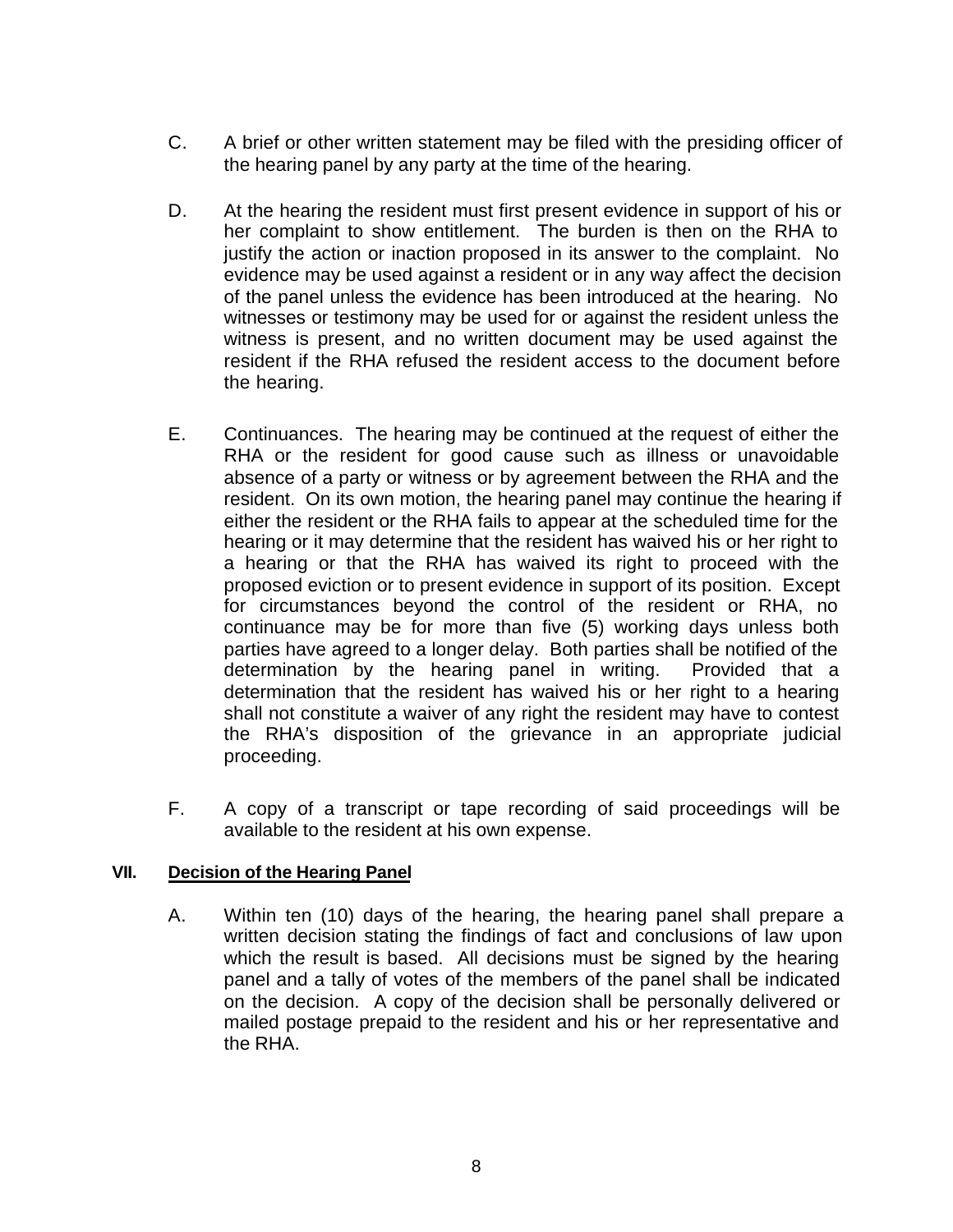C. A brief or other written statement may be filed with the presiding officer of the hearing panel by any party at the time of the hearing.

D. At the hearing the resident must first present evidence in support of his or her complaint to show entitlement. The burden is then on the RHA to justify the action or inaction proposed in its answer to the complaint. No evidence may be used against a resident or in any way affect the decision of the panel unless the evidence has been introduced at the hearing. No witnesses or testimony may be used for or against the resident unless the witness is present, and no written document may be used against the resident if the RHA refused the resident access to the document before the hearing.

E. Continuances. The hearing may be continued at the request of either the RHA or the resident for good cause such as illness or unavoidable absence of a party or witness or by agreement between the RHA and the resident. On its own motion, the hearing panel may continue the hearing if either the resident or the RHA fails to appear at the scheduled time for the hearing or it may determine that the resident has waived his or her right to a hearing or that the RHA has waived its right to proceed with the proposed eviction or to present evidence in support of its position. Except for circumstances beyond the control of the resident or RHA, no continuance may be for more than five (5) working days unless both parties have agreed to a longer delay. Both parties shall be notified of the determination by the hearing panel in writing. Provided that a determination that the resident has waived his or her right to a hearing shall not constitute a waiver of any right the resident may have to contest the RHA's disposition of the grievance in an appropriate judicial proceeding.

F. A copy of a transcript or tape recording of said proceedings will be available to the resident at his own expense.

## VII. Decision of the Hearing Panel

A. Within ten (10) days of the hearing, the hearing panel shall prepare a written decision stating the findings of fact and conclusions of law upon which the result is based. All decisions must be signed by the hearing panel and a tally of votes of the members of the panel shall be indicated on the decision. A copy of the decision shall be personally delivered or mailed postage prepaid to the resident and his or her representative and the RHA.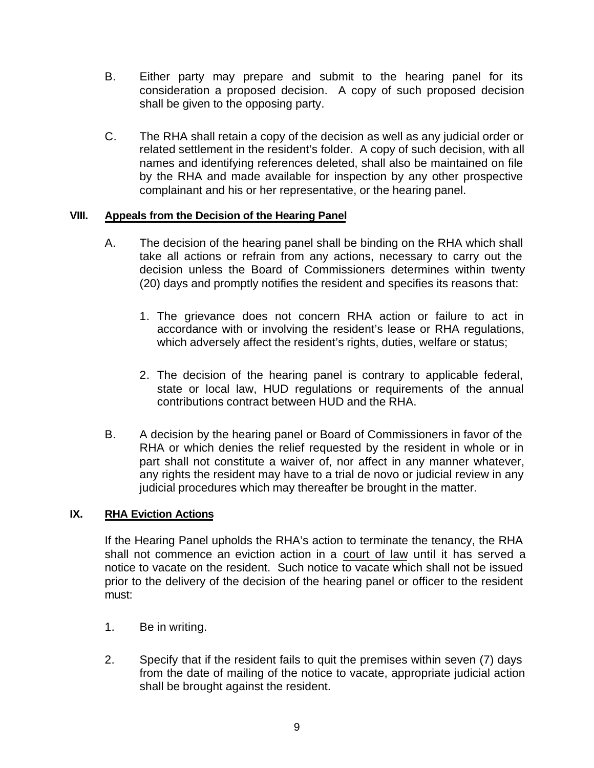B. Either party may prepare and submit to the hearing panel for its consideration a proposed decision. A copy of such proposed decision shall be given to the opposing party.

C. The RHA shall retain a copy of the decision as well as any judicial order or related settlement in the resident's folder. A copy of such decision, with all names and identifying references deleted, shall also be maintained on file by the RHA and made available for inspection by any other prospective complainant and his or her representative, or the hearing panel.

## VIII. Appeals from the Decision of the Hearing Panel

A. The decision of the hearing panel shall be binding on the RHA which shall take all actions or refrain from any actions, necessary to carry out the decision unless the Board of Commissioners determines within twenty (20) days and promptly notifies the resident and specifies its reasons that:

1. The grievance does not concern RHA action or failure to act in accordance with or involving the resident's lease or RHA regulations, which adversely affect the resident's rights, duties, welfare or status;

2. The decision of the hearing panel is contrary to applicable federal, state or local law, HUD regulations or requirements of the annual contributions contract between HUD and the RHA.

B. A decision by the hearing panel or Board of Commissioners in favor of the RHA or which denies the relief requested by the resident in whole or in part shall not constitute a waiver of, nor affect in any manner whatever, any rights the resident may have to a trial de novo or judicial review in any judicial procedures which may thereafter be brought in the matter.

## IX. RHA Eviction Actions

If the Hearing Panel upholds the RHA's action to terminate the tenancy, the RHA shall not commence an eviction action in a court of law until it has served a notice to vacate on the resident. Such notice to vacate which shall not be issued prior to the delivery of the decision of the hearing panel or officer to the resident must:

1. Be in writing.

2. Specify that if the resident fails to quit the premises within seven (7) days from the date of mailing of the notice to vacate, appropriate judicial action shall be brought against the resident.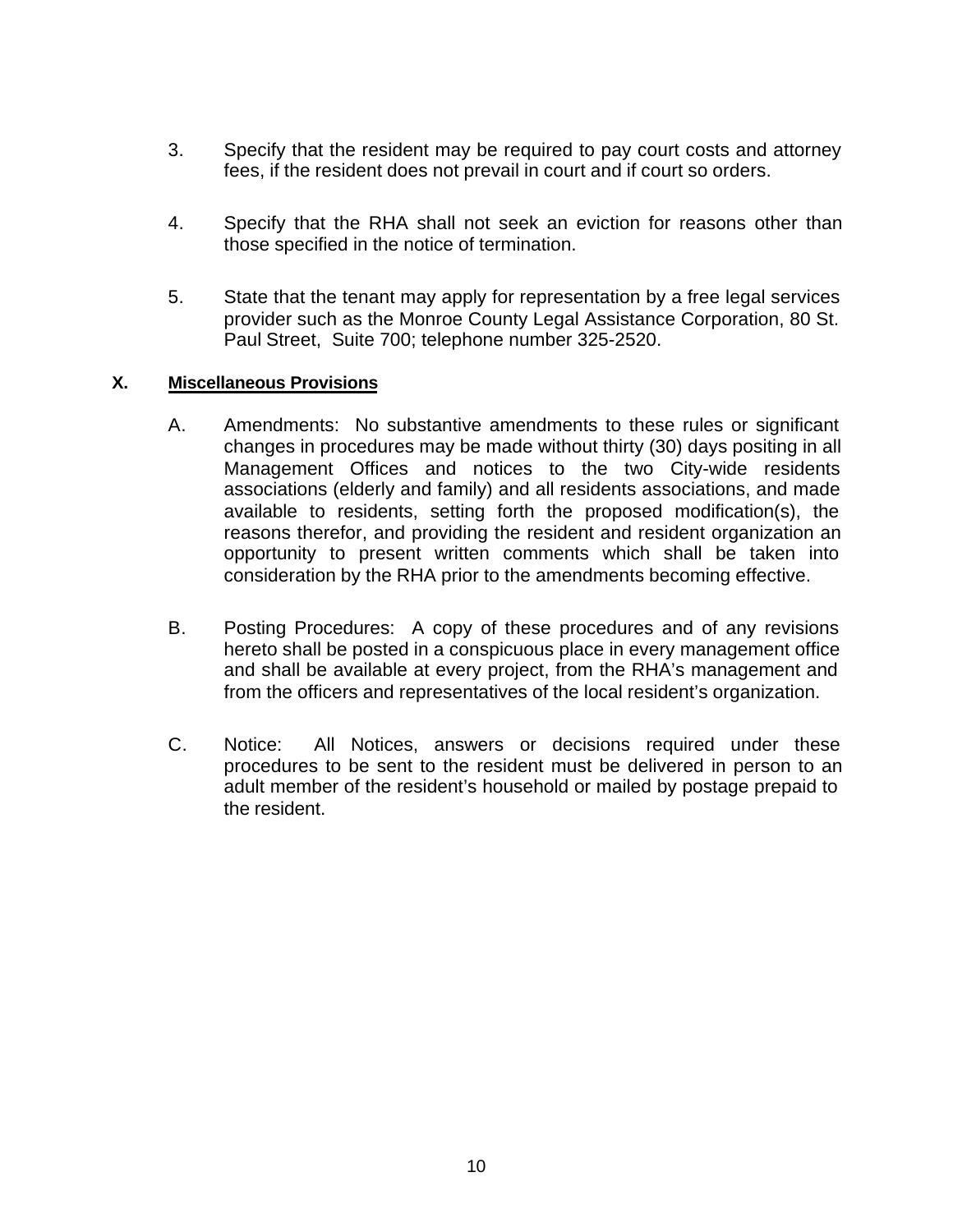3. Specify that the resident may be required to pay court costs and attorney fees, if the resident does not prevail in court and if court so orders.

4. Specify that the RHA shall not seek an eviction for reasons other than those specified in the notice of termination.

5. State that the tenant may apply for representation by a free legal services provider such as the Monroe County Legal Assistance Corporation, 80 St. Paul Street, Suite 700; telephone number 325-2520.

## X. <u>Miscellaneous Provisions</u>

A. Amendments: No substantive amendments to these rules or significant changes in procedures may be made without thirty (30) days positing in all Management Offices and notices to the two City-wide residents associations (elderly and family) and all residents associations, and made available to residents, setting forth the proposed modification(s), the reasons therefor, and providing the resident and resident organization an opportunity to present written comments which shall be taken into consideration by the RHA prior to the amendments becoming effective.

B. Posting Procedures: A copy of these procedures and of any revisions hereto shall be posted in a conspicuous place in every management office and shall be available at every project, from the RHA's management and from the officers and representatives of the local resident's organization.

C. Notice: All Notices, answers or decisions required under these procedures to be sent to the resident must be delivered in person to an adult member of the resident's household or mailed by postage prepaid to the resident.